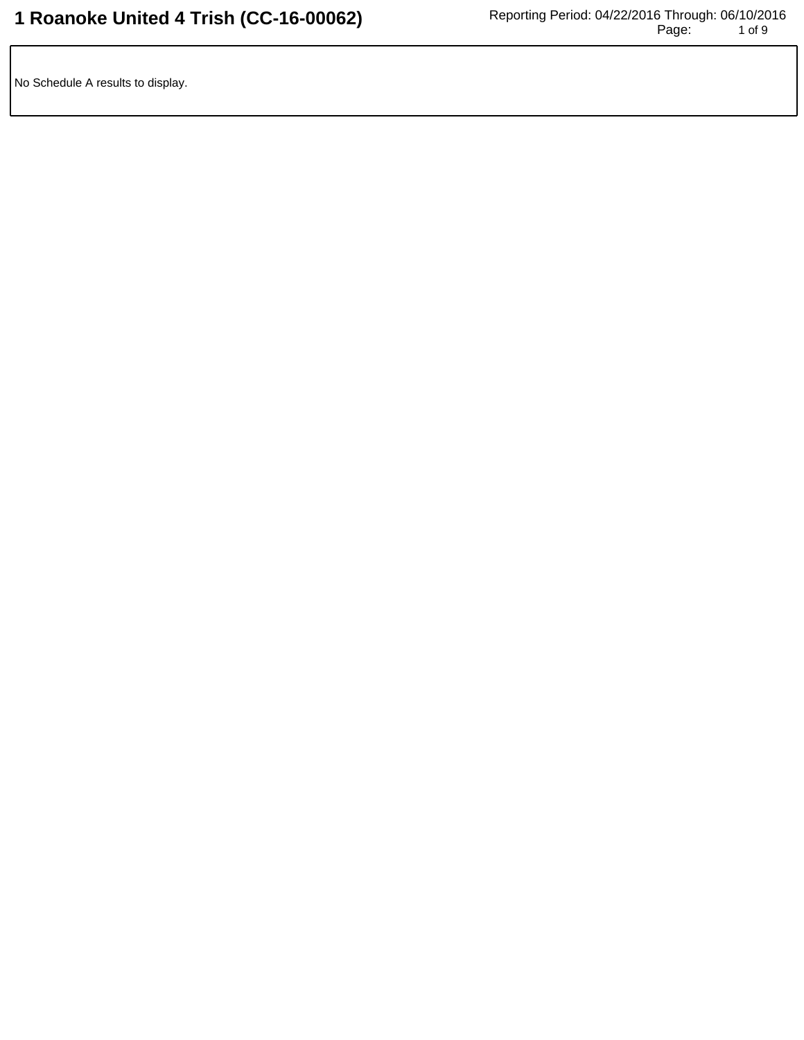# 1 Roanoke United 4 Trish (CC-16-00062)

Reporting Period: 04/22/2016 Through: 06/10/2016

No Schedule A results to display.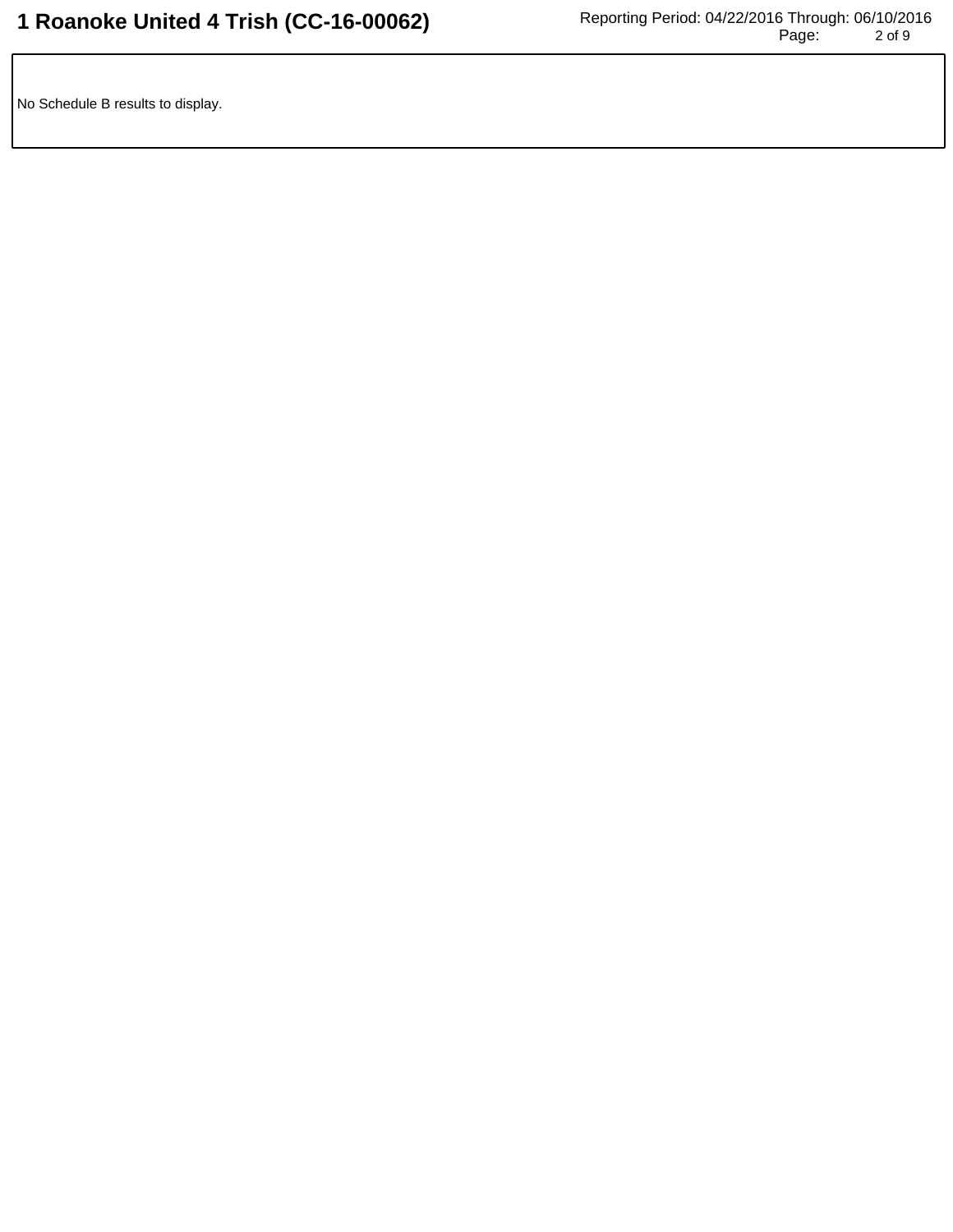No Schedule B results to display.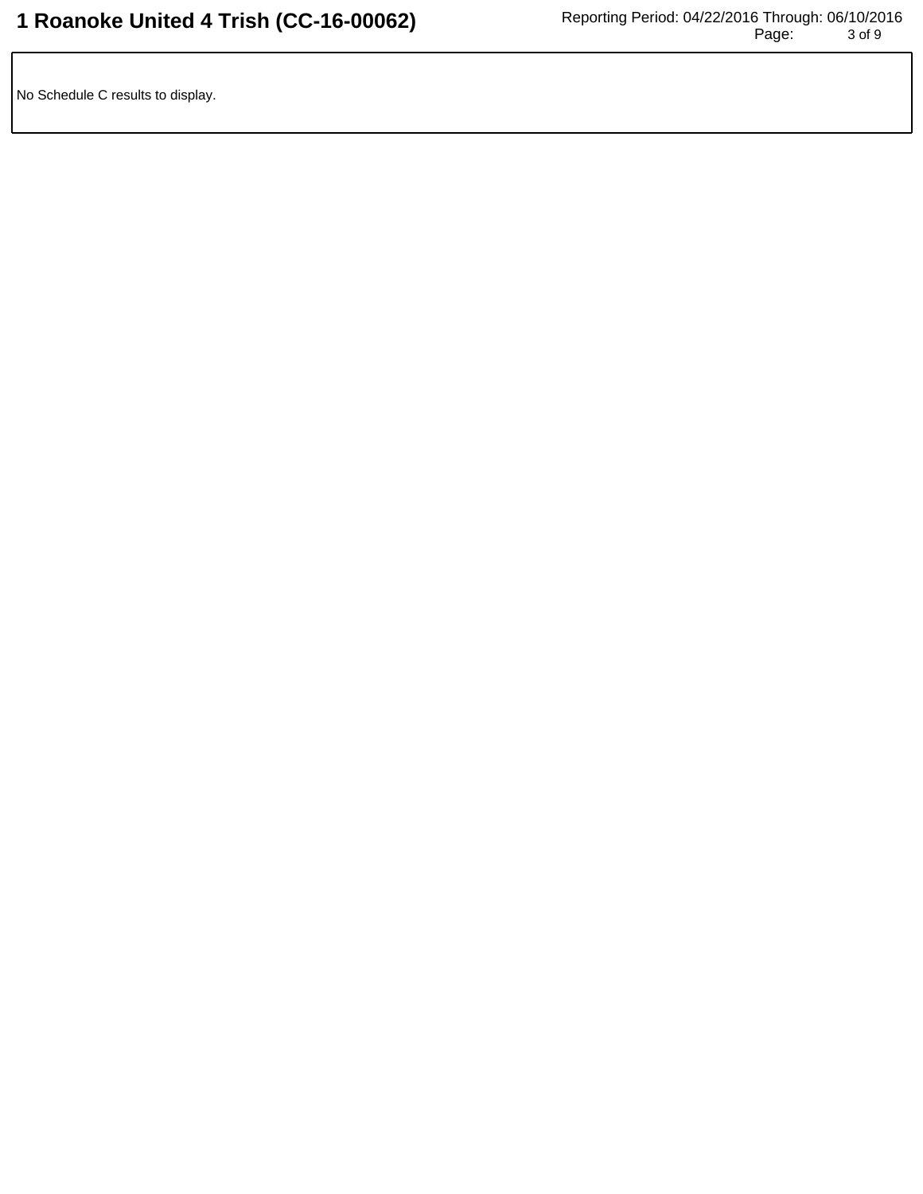No Schedule C results to display.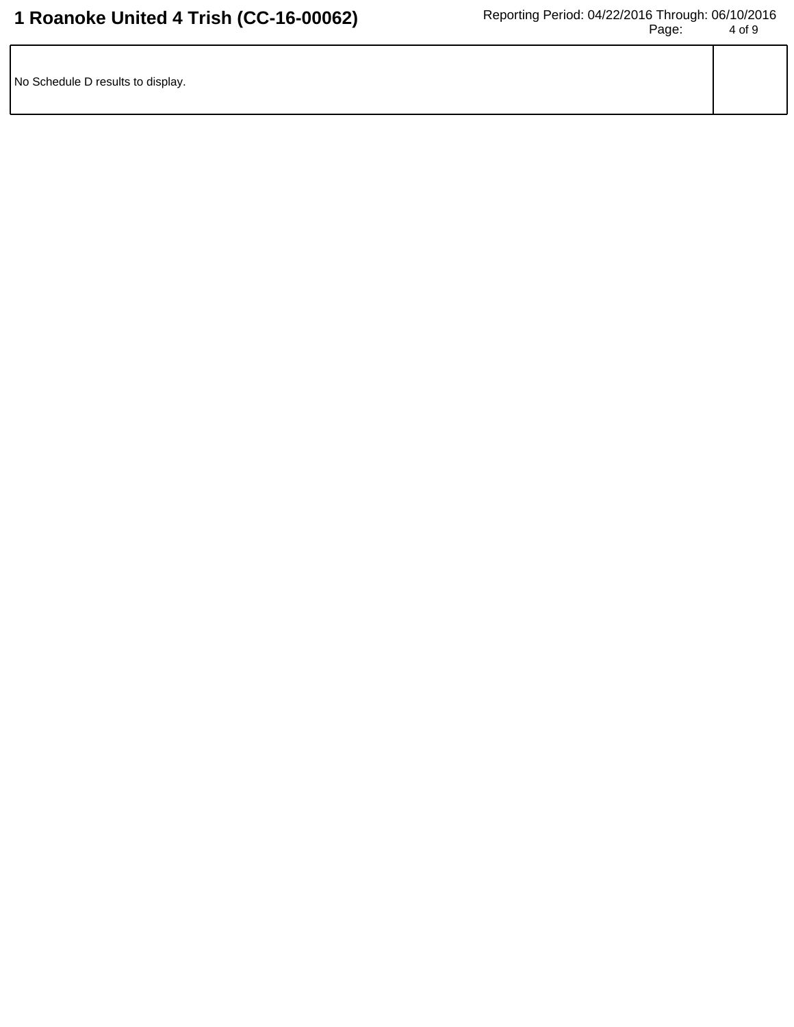| No Schedule D results to display. | |
|---|---|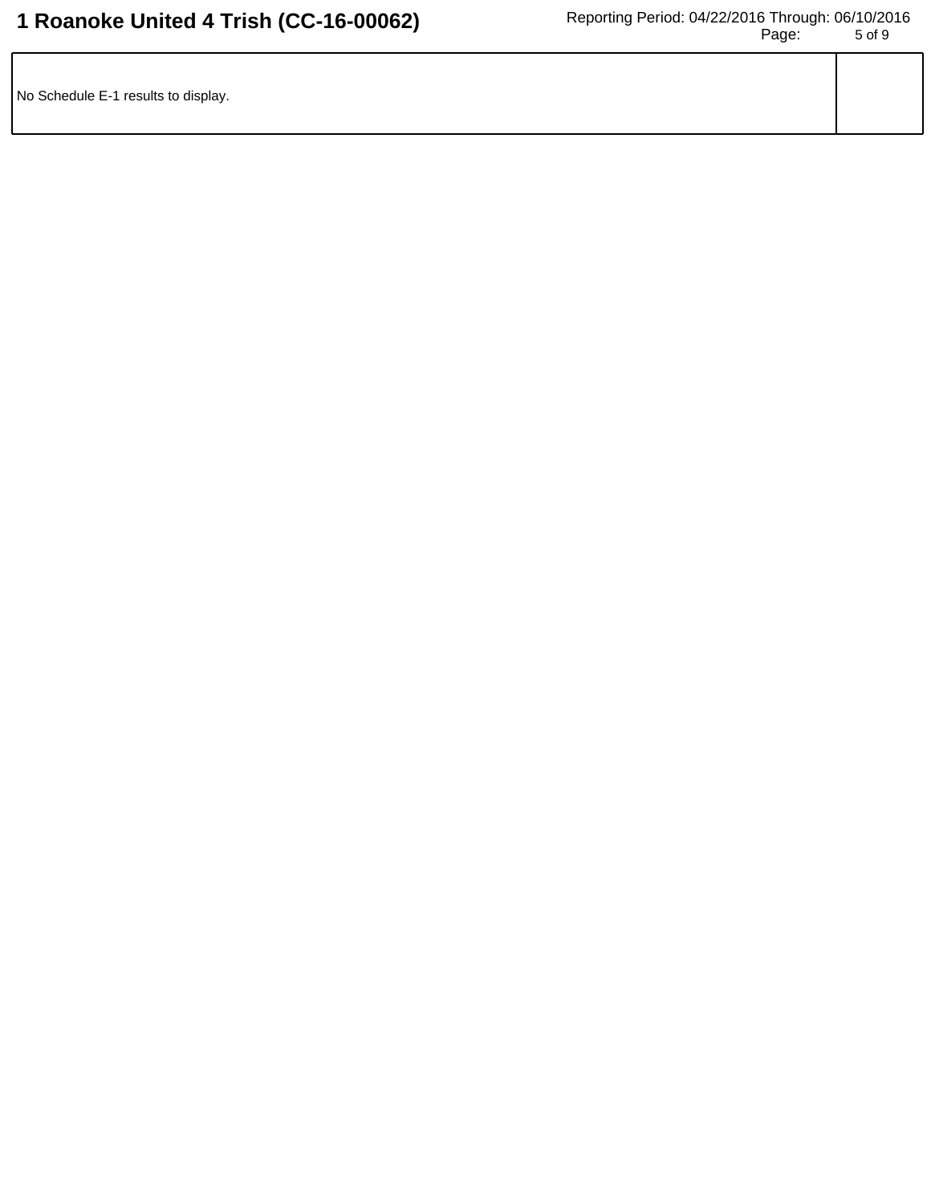| No Schedule E-1 results to display. | |
|---|---|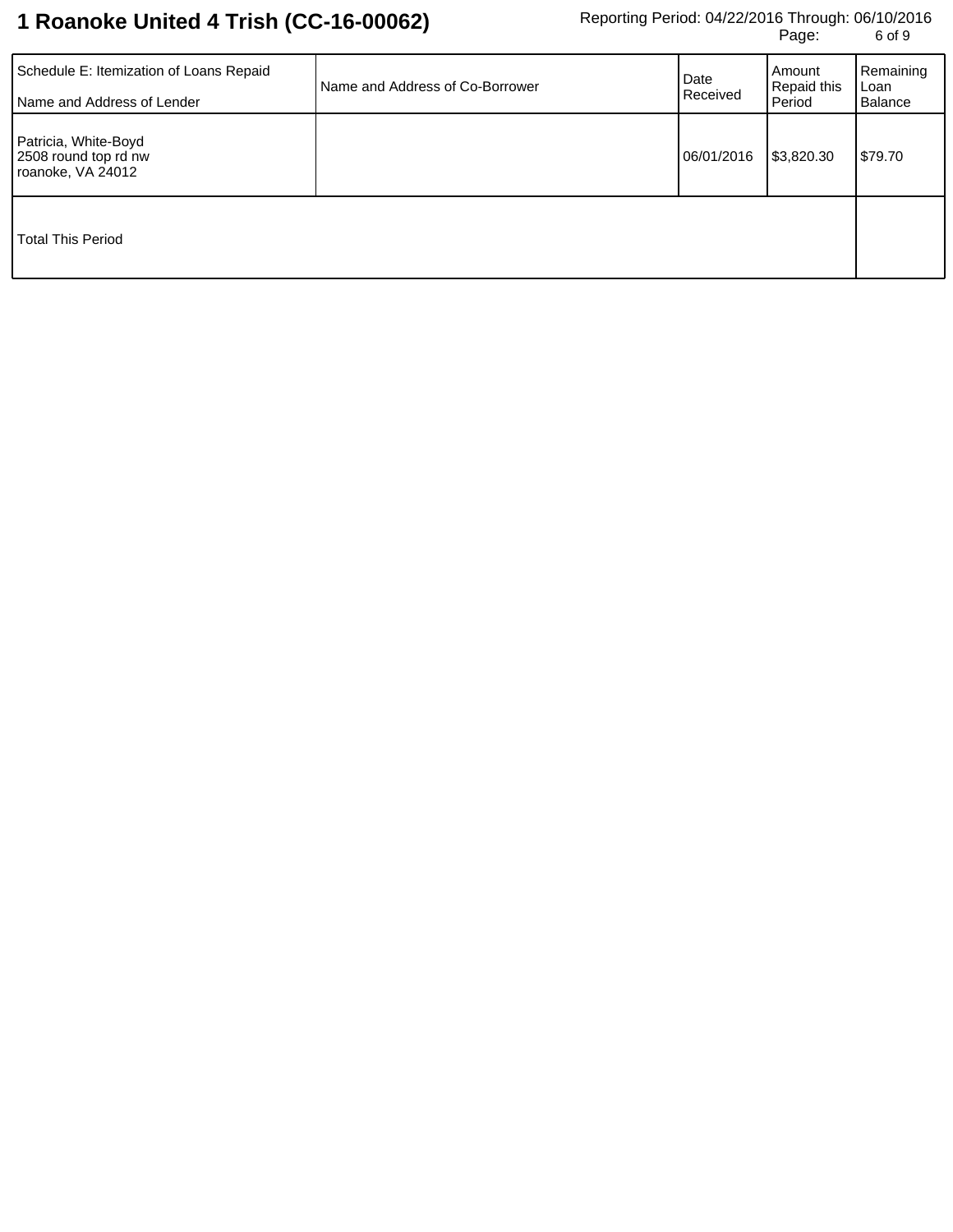# 1 Roanoke United 4 Trish (CC-16-00062)

Reporting Period: 04/22/2016 Through: 06/10/2016

| Schedule E: Itemization of Loans Repaid<br>Name and Address of Lender | Name and Address of Co-Borrower | Date Received | Amount Repaid this Period | Remaining Loan Balance |
|---|---|---|---|---|
| Patricia, White-Boyd<br>2508 round top rd nw<br>roanoke, VA 24012 | | 06/01/2016 | $3,820.30 | $79.70 |
| Total This Period | | | | |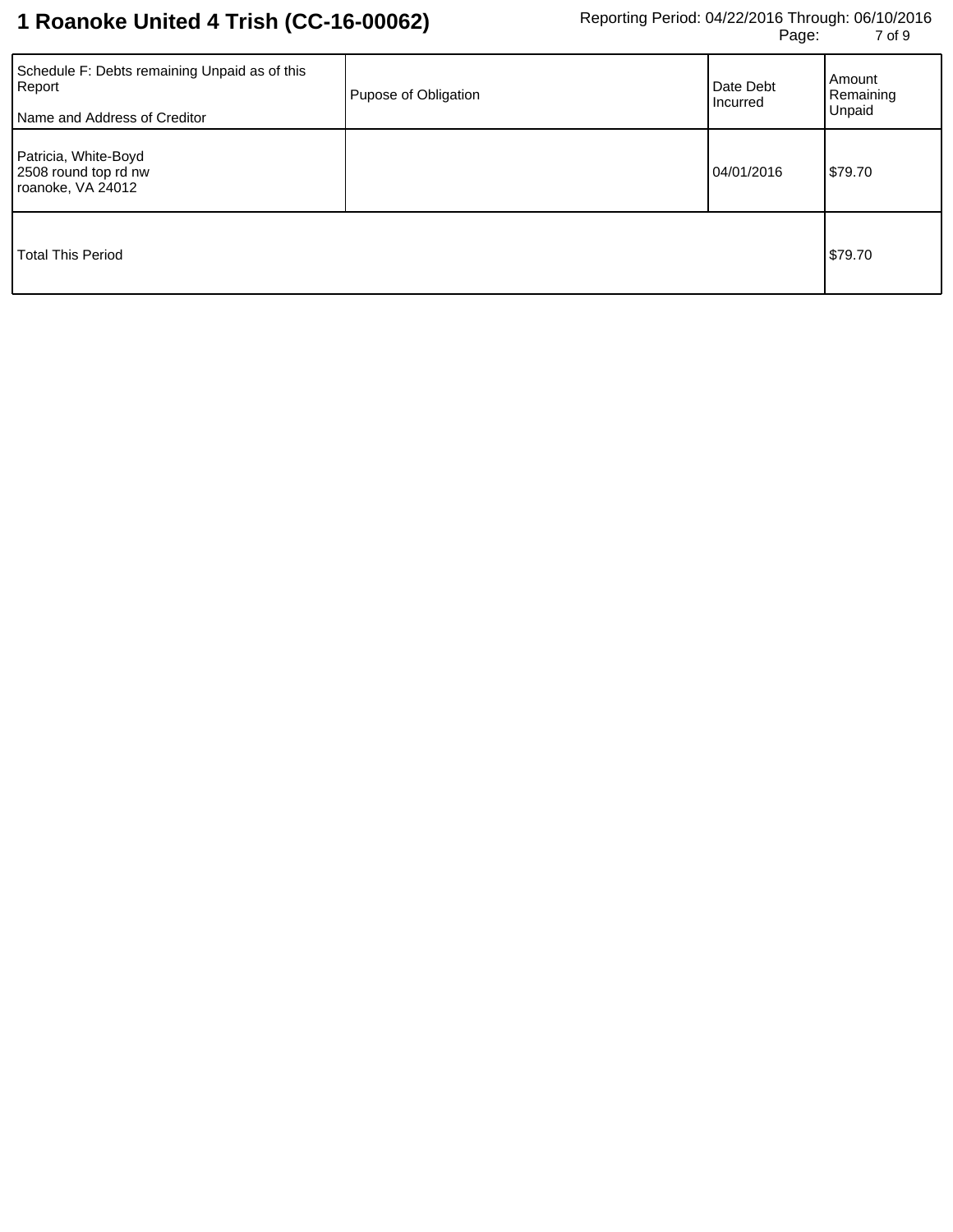# 1 Roanoke United 4 Trish (CC-16-00062)

Reporting Period: 04/22/2016 Through: 06/10/2016

| Schedule F: Debts remaining Unpaid as of this Report<br><br>Name and Address of Creditor | Pupose of Obligation | Date Debt Incurred | Amount Remaining Unpaid |
|---|---|---|---|
| Patricia, White-Boyd<br>2508 round top rd nw<br>roanoke, VA 24012 | | 04/01/2016 | $79.70 |
| Total This Period | | | $79.70 |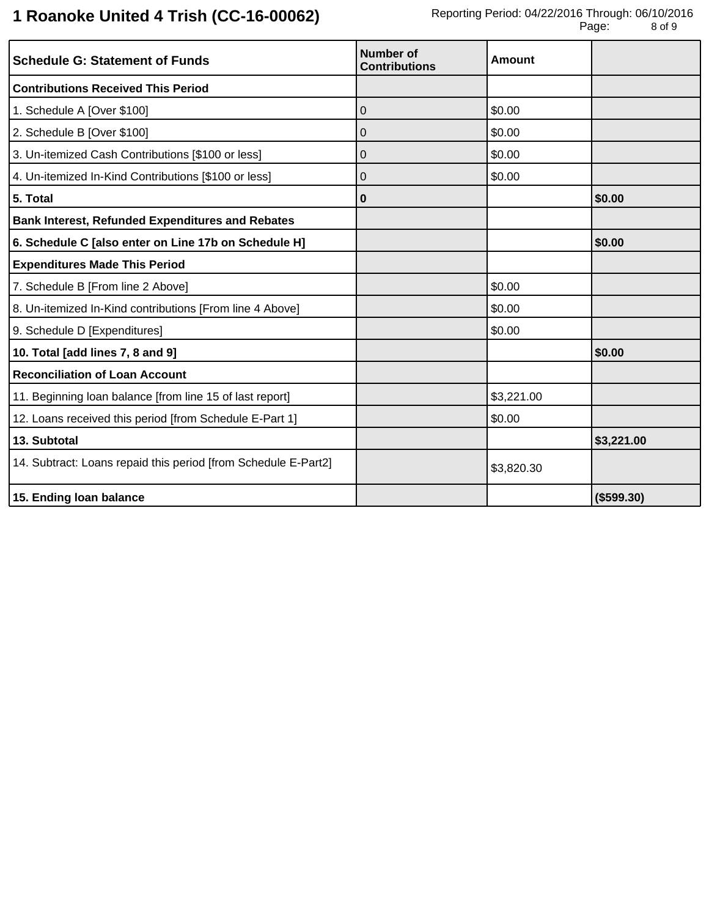# 1 Roanoke United 4 Trish (CC-16-00062)

Reporting Period: 04/22/2016 Through: 06/10/2016

| Schedule G: Statement of Funds | Number of Contributions | Amount | |
|---|---|---|---|
| **Contributions Received This Period** | | | |
| 1. Schedule A [Over $100] | 0 | $0.00 | |
| 2. Schedule B [Over $100] | 0 | $0.00 | |
| 3. Un-itemized Cash Contributions [$100 or less] | 0 | $0.00 | |
| 4. Un-itemized In-Kind Contributions [$100 or less] | 0 | $0.00 | |
| **5. Total** | **0** | | **$0.00** |
| **Bank Interest, Refunded Expenditures and Rebates** | | | |
| **6. Schedule C [also enter on Line 17b on Schedule H]** | | | **$0.00** |
| **Expenditures Made This Period** | | | |
| 7. Schedule B [From line 2 Above] | | $0.00 | |
| 8. Un-itemized In-Kind contributions [From line 4 Above] | | $0.00 | |
| 9. Schedule D [Expenditures] | | $0.00 | |
| **10. Total [add lines 7, 8 and 9]** | | | **$0.00** |
| **Reconciliation of Loan Account** | | | |
| 11. Beginning loan balance [from line 15 of last report] | | $3,221.00 | |
| 12. Loans received this period [from Schedule E-Part 1] | | $0.00 | |
| **13. Subtotal** | | | **$3,221.00** |
| 14. Subtract: Loans repaid this period [from Schedule E-Part2] | | $3,820.30 | |
| **15. Ending loan balance** | | | **($599.30)** |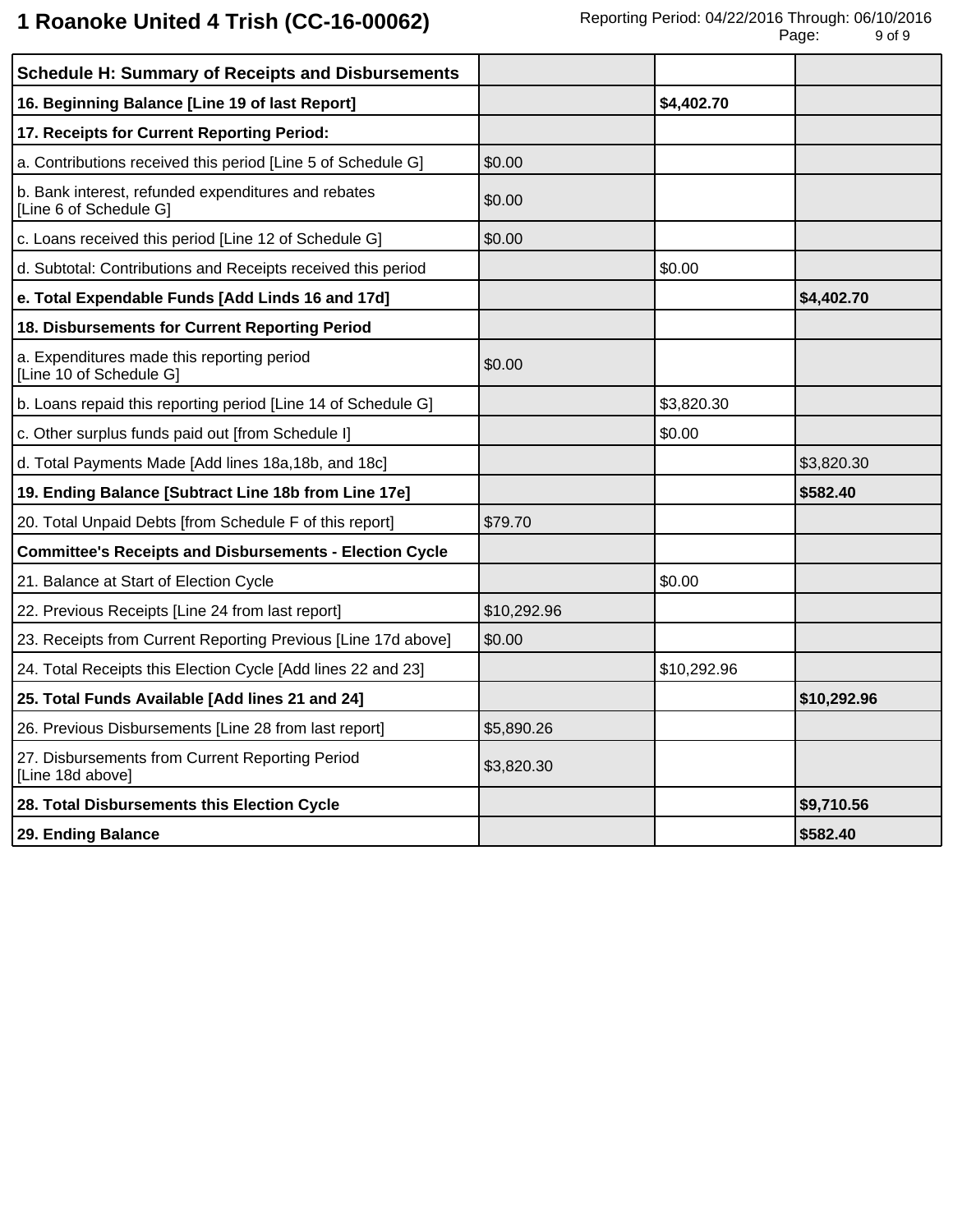# 1 Roanoke United 4 Trish (CC-16-00062)

Reporting Period: 04/22/2016 Through: 06/10/2016

| **Schedule H: Summary of Receipts and Disbursements** | | | |
|---|---|---|---|
| **16. Beginning Balance [Line 19 of last Report]** | | **$4,402.70** | |
| **17. Receipts for Current Reporting Period:** | | | |
| a. Contributions received this period [Line 5 of Schedule G] | $0.00 | | |
| b. Bank interest, refunded expenditures and rebates [Line 6 of Schedule G] | $0.00 | | |
| c. Loans received this period [Line 12 of Schedule G] | $0.00 | | |
| d. Subtotal: Contributions and Receipts received this period | | $0.00 | |
| **e. Total Expendable Funds [Add Linds 16 and 17d]** | | | **$4,402.70** |
| **18. Disbursements for Current Reporting Period** | | | |
| a. Expenditures made this reporting period [Line 10 of Schedule G] | $0.00 | | |
| b. Loans repaid this reporting period [Line 14 of Schedule G] | | $3,820.30 | |
| c. Other surplus funds paid out [from Schedule I] | | $0.00 | |
| d. Total Payments Made [Add lines 18a,18b, and 18c] | | | $3,820.30 |
| **19. Ending Balance [Subtract Line 18b from Line 17e]** | | | **$582.40** |
| 20. Total Unpaid Debts [from Schedule F of this report] | $79.70 | | |
| **Committee's Receipts and Disbursements - Election Cycle** | | | |
| 21. Balance at Start of Election Cycle | | $0.00 | |
| 22. Previous Receipts [Line 24 from last report] | $10,292.96 | | |
| 23. Receipts from Current Reporting Previous [Line 17d above] | $0.00 | | |
| 24. Total Receipts this Election Cycle [Add lines 22 and 23] | | $10,292.96 | |
| **25. Total Funds Available [Add lines 21 and 24]** | | | **$10,292.96** |
| 26. Previous Disbursements [Line 28 from last report] | $5,890.26 | | |
| 27. Disbursements from Current Reporting Period [Line 18d above] | $3,820.30 | | |
| **28. Total Disbursements this Election Cycle** | | | **$9,710.56** |
| **29. Ending Balance** | | | **$582.40** |